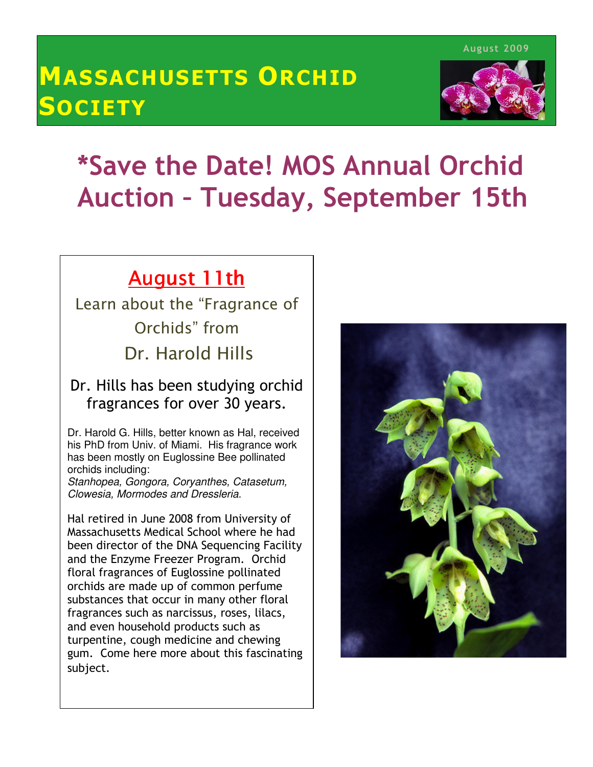August 2009

# MASSACHUSETTS ORCHID SOCIETY

# *Save the Date! MOS Annual Orchid Auction – Tuesday, September 15th

## August 11th

Learn about the "Fragrance of Orchids" from

Dr. Harold Hills

### Dr. Hills has been studying orchid fragrances for over 30 years.

Dr. Harold G. Hills, better known as Hal, received his PhD from Univ. of Miami. His fragrance work has been mostly on Euglossine Bee pollinated orchids including:
*Stanhopea, Gongora, Coryanthes, Catasetum, Clowesia, Mormodes and Dressleria*.

Hal retired in June 2008 from University of Massachusetts Medical School where he had been director of the DNA Sequencing Facility and the Enzyme Freezer Program. Orchid floral fragrances of Euglossine pollinated orchids are made up of common perfume substances that occur in many other floral fragrances such as narcissus, roses, lilacs, and even household products such as turpentine, cough medicine and chewing gum. Come here more about this fascinating subject.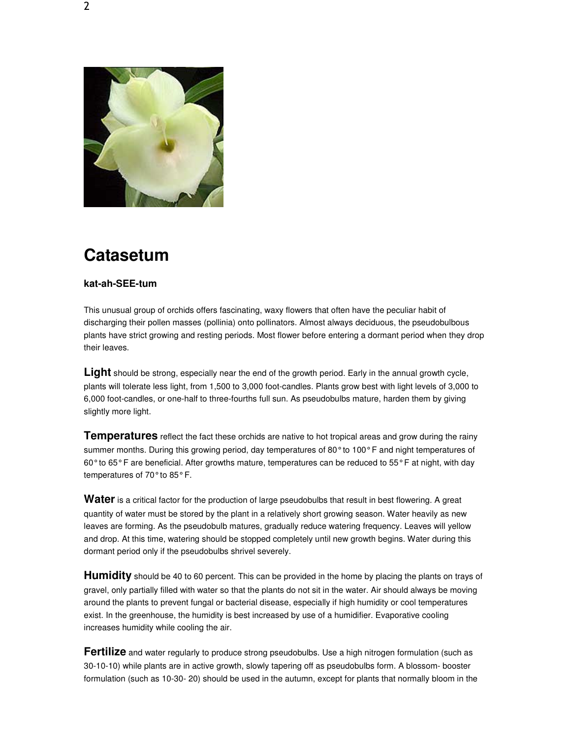# Catasetum

**kat-ah-SEE-tum**

This unusual group of orchids offers fascinating, waxy flowers that often have the peculiar habit of discharging their pollen masses (pollinia) onto pollinators. Almost always deciduous, the pseudobulbous plants have strict growing and resting periods. Most flower before entering a dormant period when they drop their leaves.

**Light** should be strong, especially near the end of the growth period. Early in the annual growth cycle, plants will tolerate less light, from 1,500 to 3,000 foot-candles. Plants grow best with light levels of 3,000 to 6,000 foot-candles, or one-half to three-fourths full sun. As pseudobulbs mature, harden them by giving slightly more light.

**Temperatures** reflect the fact these orchids are native to hot tropical areas and grow during the rainy summer months. During this growing period, day temperatures of 80° to 100° F and night temperatures of 60° to 65° F are beneficial. After growths mature, temperatures can be reduced to 55° F at night, with day temperatures of 70° to 85° F.

**Water** is a critical factor for the production of large pseudobulbs that result in best flowering. A great quantity of water must be stored by the plant in a relatively short growing season. Water heavily as new leaves are forming. As the pseudobulb matures, gradually reduce watering frequency. Leaves will yellow and drop. At this time, watering should be stopped completely until new growth begins. Water during this dormant period only if the pseudobulbs shrivel severely.

**Humidity** should be 40 to 60 percent. This can be provided in the home by placing the plants on trays of gravel, only partially filled with water so that the plants do not sit in the water. Air should always be moving around the plants to prevent fungal or bacterial disease, especially if high humidity or cool temperatures exist. In the greenhouse, the humidity is best increased by use of a humidifier. Evaporative cooling increases humidity while cooling the air.

**Fertilize** and water regularly to produce strong pseudobulbs. Use a high nitrogen formulation (such as 30-10-10) while plants are in active growth, slowly tapering off as pseudobulbs form. A blossom- booster formulation (such as 10-30- 20) should be used in the autumn, except for plants that normally bloom in the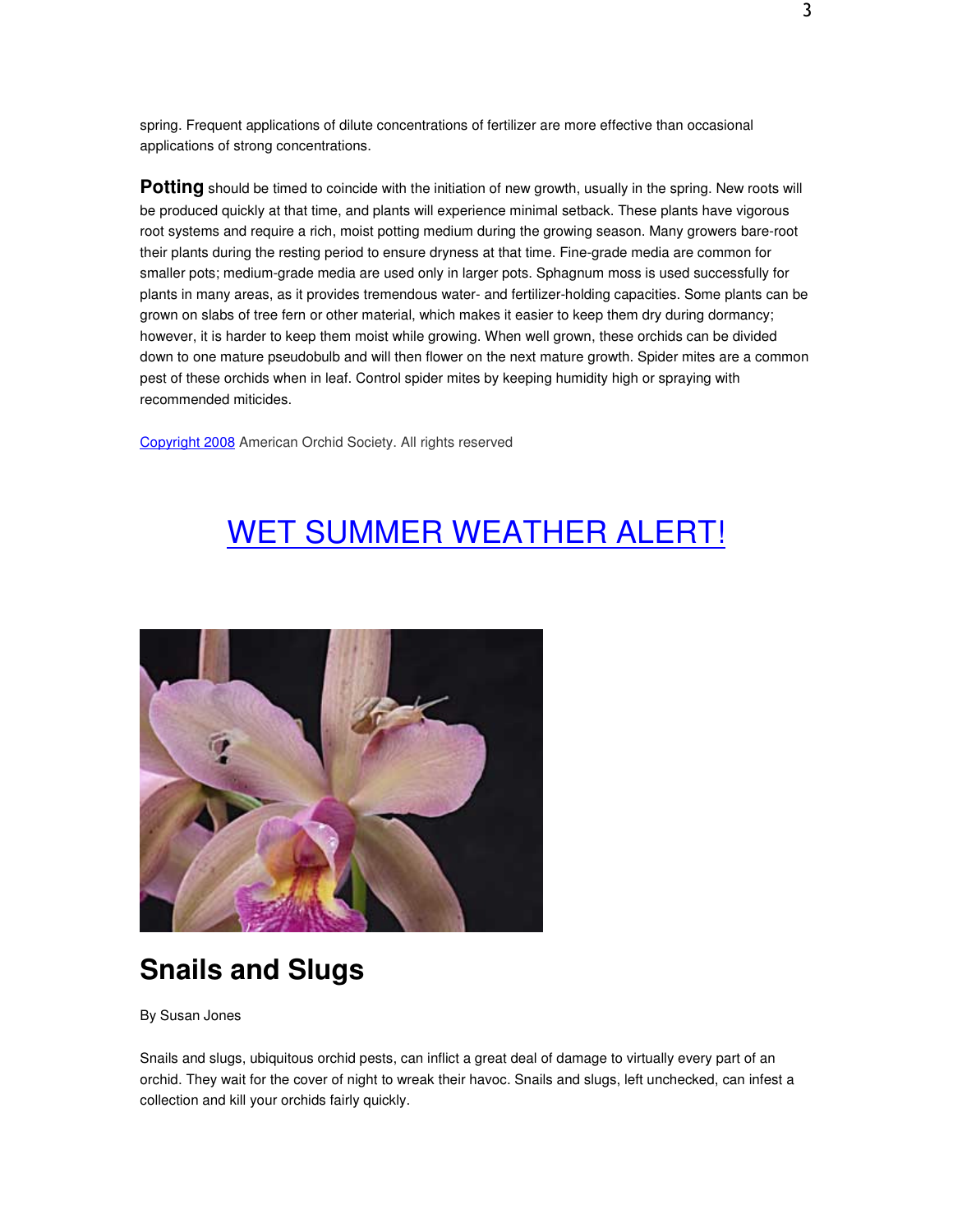spring. Frequent applications of dilute concentrations of fertilizer are more effective than occasional applications of strong concentrations.

**Potting** should be timed to coincide with the initiation of new growth, usually in the spring. New roots will be produced quickly at that time, and plants will experience minimal setback. These plants have vigorous root systems and require a rich, moist potting medium during the growing season. Many growers bare-root their plants during the resting period to ensure dryness at that time. Fine-grade media are common for smaller pots; medium-grade media are used only in larger pots. Sphagnum moss is used successfully for plants in many areas, as it provides tremendous water- and fertilizer-holding capacities. Some plants can be grown on slabs of tree fern or other material, which makes it easier to keep them dry during dormancy; however, it is harder to keep them moist while growing. When well grown, these orchids can be divided down to one mature pseudobulb and will then flower on the next mature growth. Spider mites are a common pest of these orchids when in leaf. Control spider mites by keeping humidity high or spraying with recommended miticides.

Copyright 2008 American Orchid Society. All rights reserved

# WET SUMMER WEATHER ALERT!

## Snails and Slugs

By Susan Jones

Snails and slugs, ubiquitous orchid pests, can inflict a great deal of damage to virtually every part of an orchid. They wait for the cover of night to wreak their havoc. Snails and slugs, left unchecked, can infest a collection and kill your orchids fairly quickly.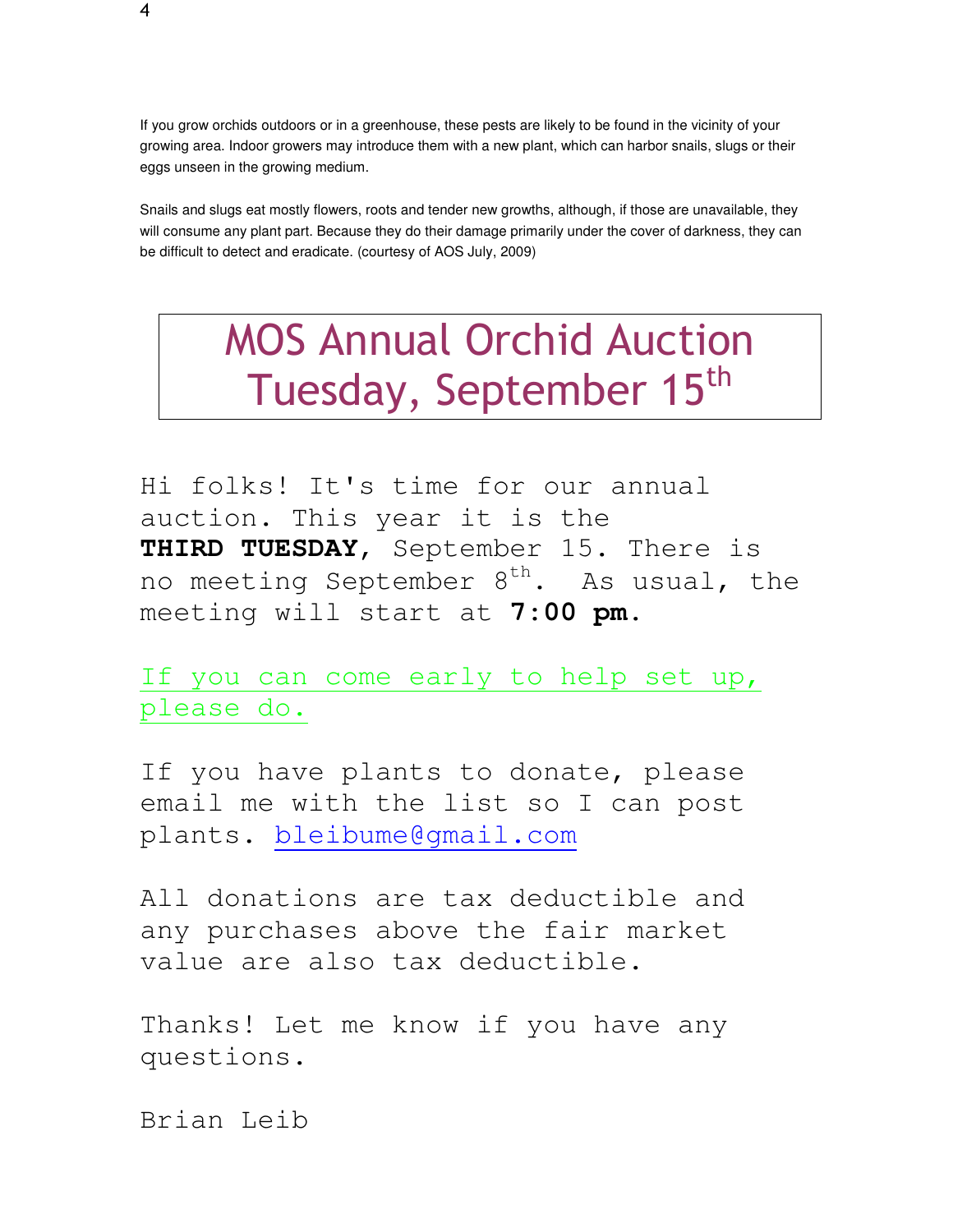If you grow orchids outdoors or in a greenhouse, these pests are likely to be found in the vicinity of your growing area. Indoor growers may introduce them with a new plant, which can harbor snails, slugs or their eggs unseen in the growing medium.

Snails and slugs eat mostly flowers, roots and tender new growths, although, if those are unavailable, they will consume any plant part. Because they do their damage primarily under the cover of darkness, they can be difficult to detect and eradicate. (courtesy of AOS July, 2009)

# MOS Annual Orchid Auction Tuesday, September 15th

Hi folks! It's time for our annual auction. This year it is the **THIRD TUESDAY**, September 15. There is no meeting September 8th. As usual, the meeting will start at **7:00 pm.**

If you can come early to help set up, please do.

If you have plants to donate, please email me with the list so I can post plants. bleibume@gmail.com

All donations are tax deductible and any purchases above the fair market value are also tax deductible.

Thanks! Let me know if you have any questions.

Brian Leib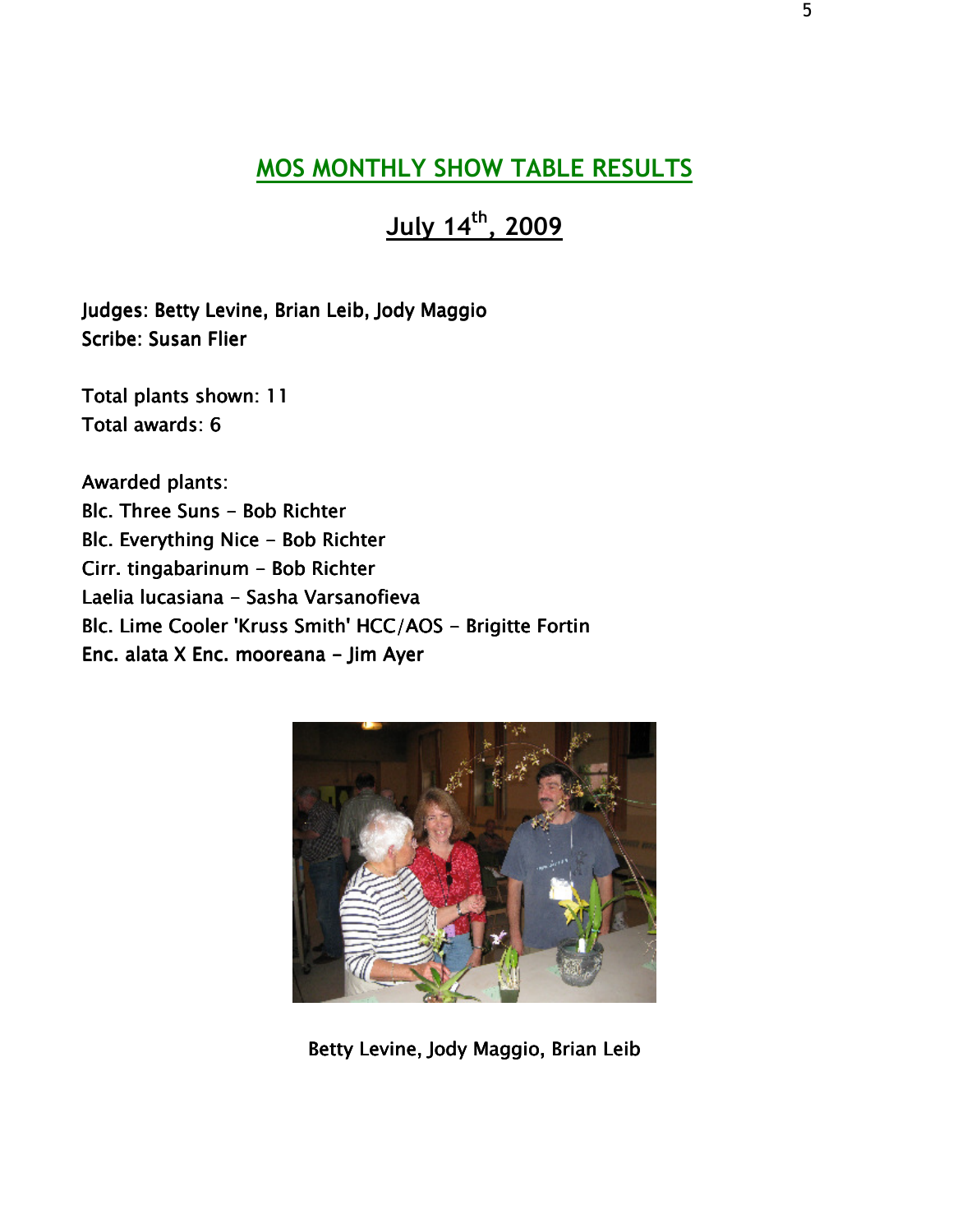## MOS MONTHLY SHOW TABLE RESULTS

## July 14th, 2009

Judges: Betty Levine, Brian Leib, Jody Maggio
Scribe: Susan Flier

Total plants shown: 11
Total awards: 6

Awarded plants:
Blc. Three Suns – Bob Richter
Blc. Everything Nice – Bob Richter
Cirr. tingabarinum – Bob Richter
Laelia lucasiana – Sasha Varsanofieva
Blc. Lime Cooler 'Kruss Smith' HCC/AOS – Brigitte Fortin
Enc. alata X Enc. mooreana – Jim Ayer

Betty Levine, Jody Maggio, Brian Leib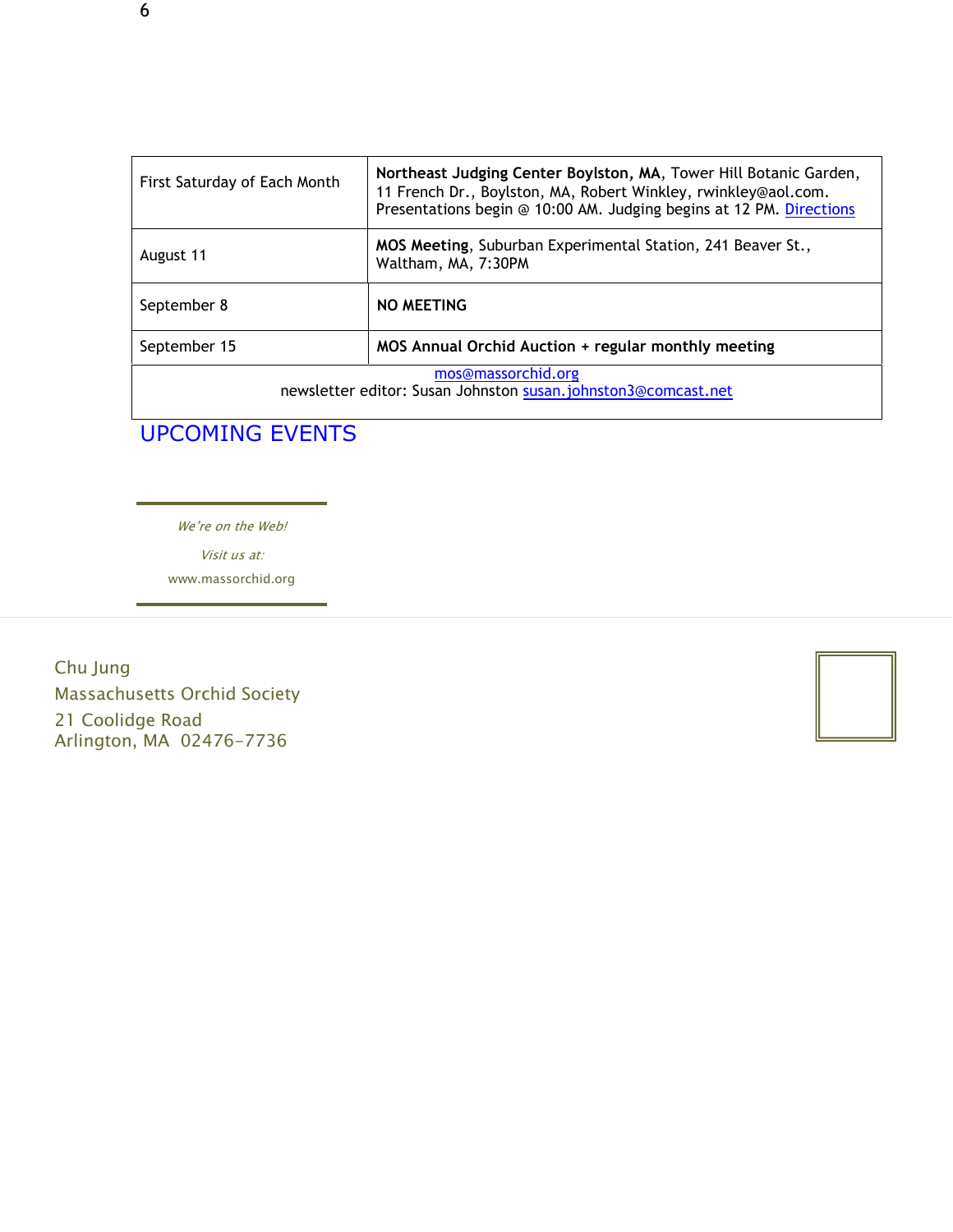| | |
|---|---|
| First Saturday of Each Month | **Northeast Judging Center Boylston, MA**, Tower Hill Botanic Garden, 11 French Dr., Boylston, MA, Robert Winkley, rwinkley@aol.com. Presentations begin @ 10:00 AM. Judging begins at 12 PM. Directions |
| August 11 | **MOS Meeting**, Suburban Experimental Station, 241 Beaver St., Waltham, MA, 7:30PM |
| September 8 | **NO MEETING** |
| September 15 | **MOS Annual Orchid Auction + regular monthly meeting** |
| mos@massorchid.org<br>newsletter editor: Susan Johnston susan.johnston3@comcast.net | |

## UPCOMING EVENTS

*We're on the Web!*

*Visit us at:*

www.massorchid.org

Chu Jung
Massachusetts Orchid Society
21 Coolidge Road
Arlington, MA 02476-7736